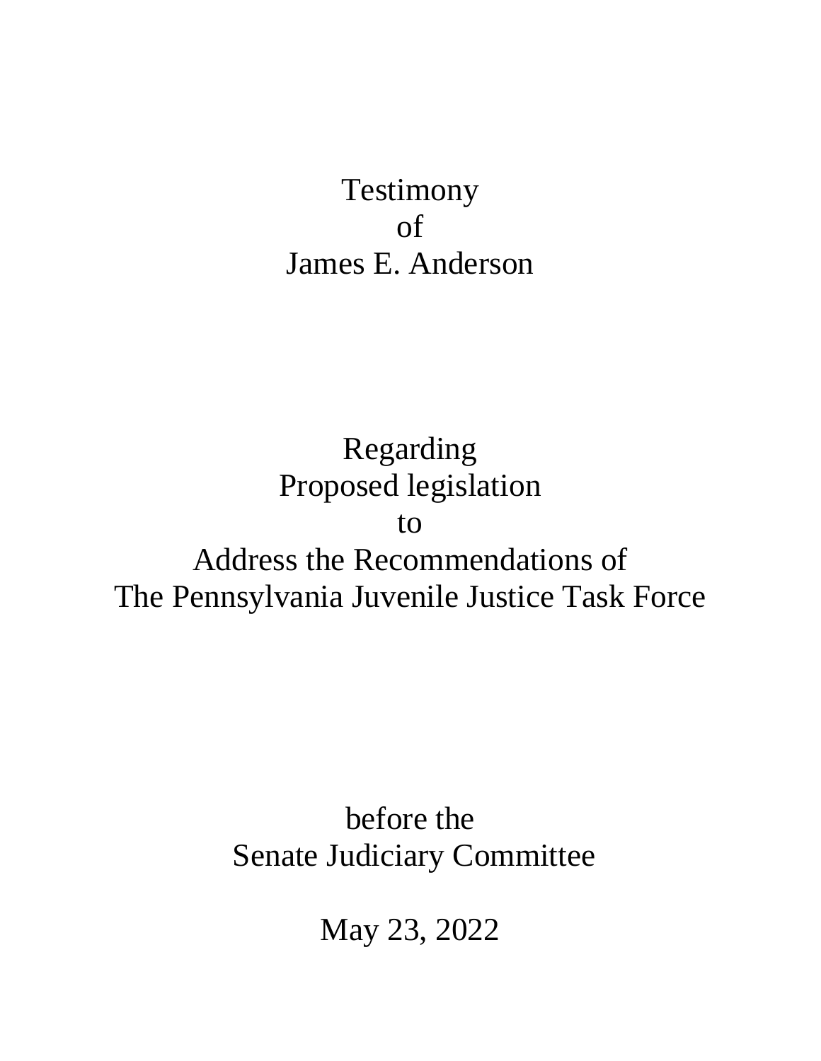Testimony
of
James E. Anderson

Regarding
Proposed legislation
to
Address the Recommendations of
The Pennsylvania Juvenile Justice Task Force

before the
Senate Judiciary Committee

May 23, 2022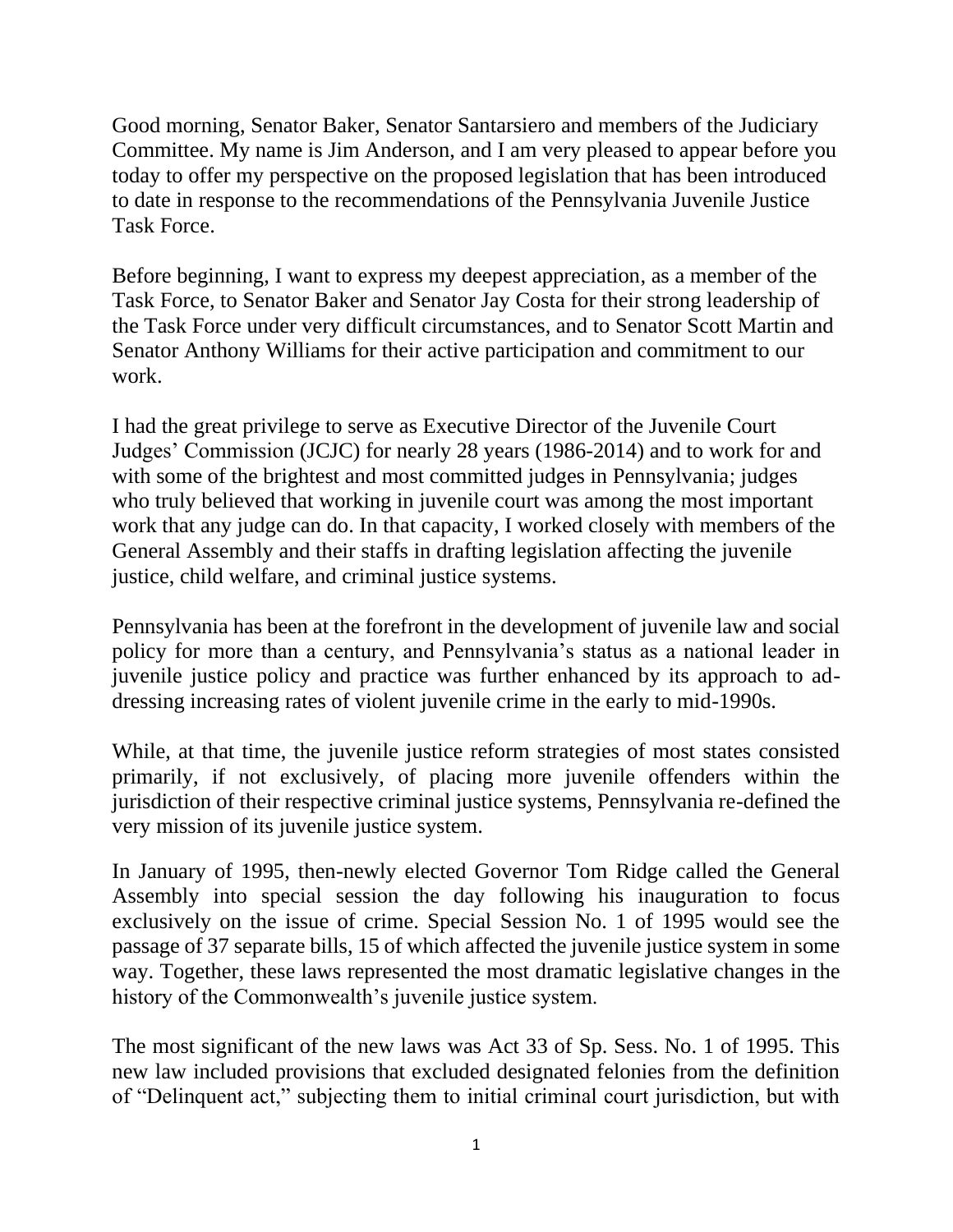Good morning, Senator Baker, Senator Santarsiero and members of the Judiciary Committee. My name is Jim Anderson, and I am very pleased to appear before you today to offer my perspective on the proposed legislation that has been introduced to date in response to the recommendations of the Pennsylvania Juvenile Justice Task Force.

Before beginning, I want to express my deepest appreciation, as a member of the Task Force, to Senator Baker and Senator Jay Costa for their strong leadership of the Task Force under very difficult circumstances, and to Senator Scott Martin and Senator Anthony Williams for their active participation and commitment to our work.

I had the great privilege to serve as Executive Director of the Juvenile Court Judges' Commission (JCJC) for nearly 28 years (1986-2014) and to work for and with some of the brightest and most committed judges in Pennsylvania; judges who truly believed that working in juvenile court was among the most important work that any judge can do. In that capacity, I worked closely with members of the General Assembly and their staffs in drafting legislation affecting the juvenile justice, child welfare, and criminal justice systems.

Pennsylvania has been at the forefront in the development of juvenile law and social policy for more than a century, and Pennsylvania's status as a national leader in juvenile justice policy and practice was further enhanced by its approach to addressing increasing rates of violent juvenile crime in the early to mid-1990s.

While, at that time, the juvenile justice reform strategies of most states consisted primarily, if not exclusively, of placing more juvenile offenders within the jurisdiction of their respective criminal justice systems, Pennsylvania re-defined the very mission of its juvenile justice system.

In January of 1995, then-newly elected Governor Tom Ridge called the General Assembly into special session the day following his inauguration to focus exclusively on the issue of crime. Special Session No. 1 of 1995 would see the passage of 37 separate bills, 15 of which affected the juvenile justice system in some way. Together, these laws represented the most dramatic legislative changes in the history of the Commonwealth's juvenile justice system.

The most significant of the new laws was Act 33 of Sp. Sess. No. 1 of 1995. This new law included provisions that excluded designated felonies from the definition of "Delinquent act," subjecting them to initial criminal court jurisdiction, but with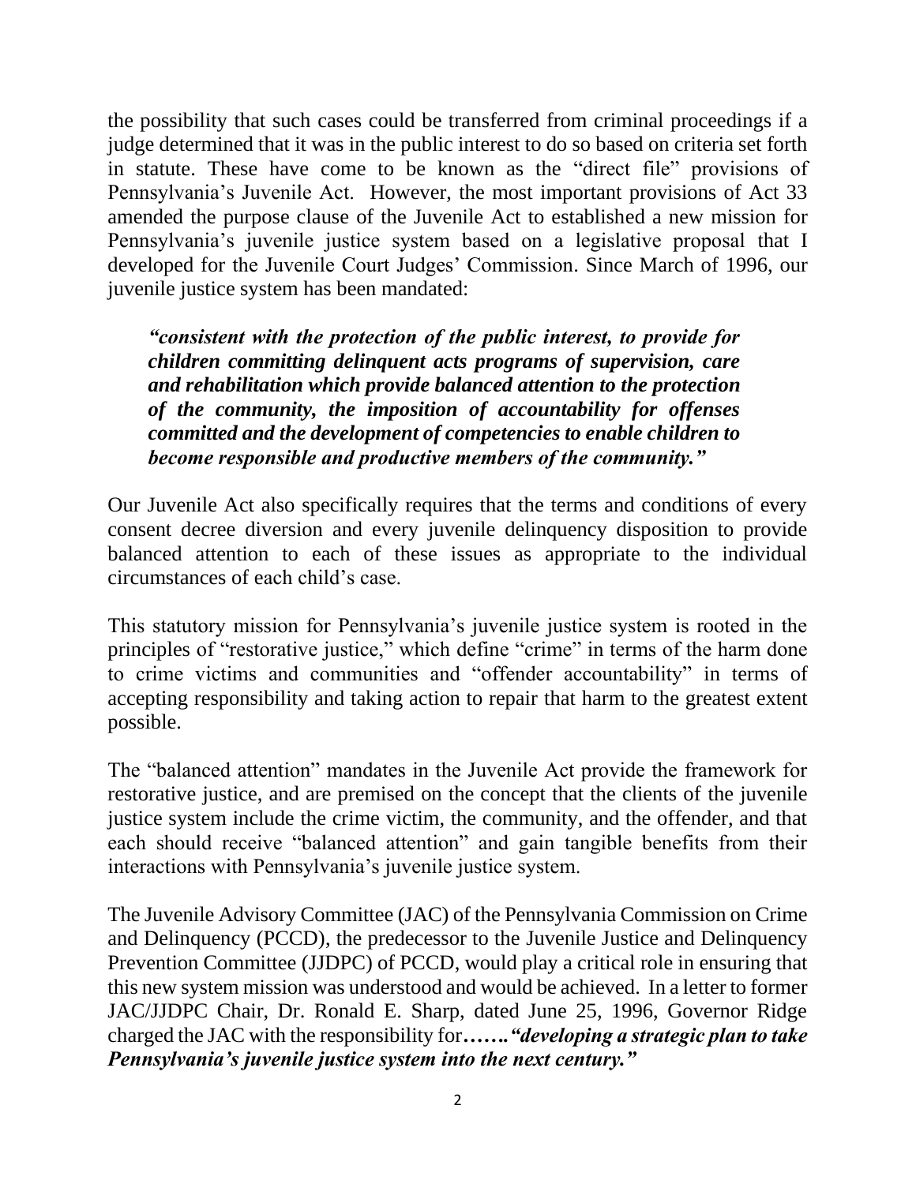the possibility that such cases could be transferred from criminal proceedings if a judge determined that it was in the public interest to do so based on criteria set forth in statute. These have come to be known as the "direct file" provisions of Pennsylvania's Juvenile Act. However, the most important provisions of Act 33 amended the purpose clause of the Juvenile Act to established a new mission for Pennsylvania's juvenile justice system based on a legislative proposal that I developed for the Juvenile Court Judges' Commission. Since March of 1996, our juvenile justice system has been mandated:

> ***"consistent with the protection of the public interest, to provide for children committing delinquent acts programs of supervision, care and rehabilitation which provide balanced attention to the protection of the community, the imposition of accountability for offenses committed and the development of competencies to enable children to become responsible and productive members of the community."***

Our Juvenile Act also specifically requires that the terms and conditions of every consent decree diversion and every juvenile delinquency disposition to provide balanced attention to each of these issues as appropriate to the individual circumstances of each child's case.

This statutory mission for Pennsylvania's juvenile justice system is rooted in the principles of "restorative justice," which define "crime" in terms of the harm done to crime victims and communities and "offender accountability" in terms of accepting responsibility and taking action to repair that harm to the greatest extent possible.

The "balanced attention" mandates in the Juvenile Act provide the framework for restorative justice, and are premised on the concept that the clients of the juvenile justice system include the crime victim, the community, and the offender, and that each should receive "balanced attention" and gain tangible benefits from their interactions with Pennsylvania's juvenile justice system.

The Juvenile Advisory Committee (JAC) of the Pennsylvania Commission on Crime and Delinquency (PCCD), the predecessor to the Juvenile Justice and Delinquency Prevention Committee (JJDPC) of PCCD, would play a critical role in ensuring that this new system mission was understood and would be achieved. In a letter to former JAC/JJDPC Chair, Dr. Ronald E. Sharp, dated June 25, 1996, Governor Ridge charged the JAC with the responsibility for***……."developing a strategic plan to take Pennsylvania's juvenile justice system into the next century."***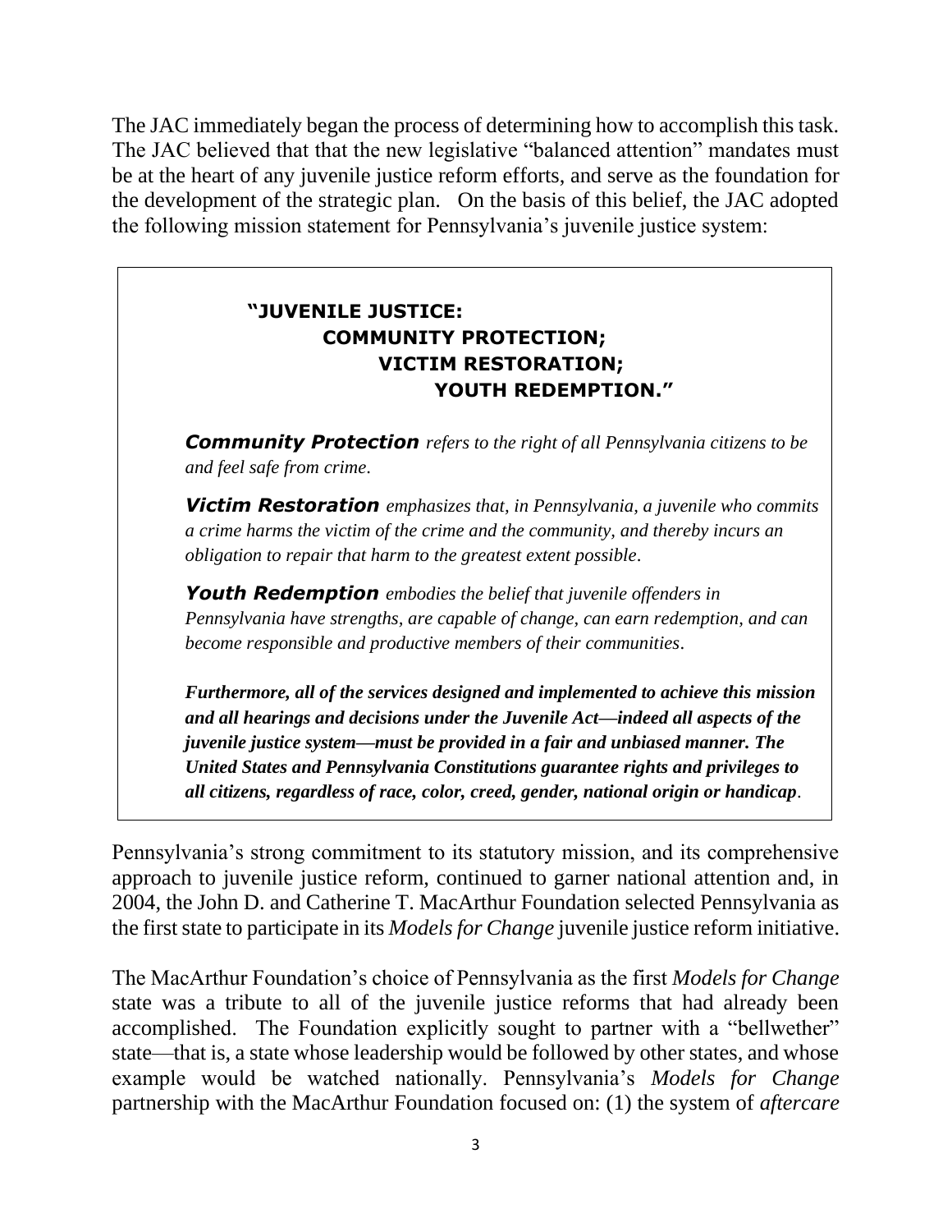The JAC immediately began the process of determining how to accomplish this task. The JAC believed that that the new legislative "balanced attention" mandates must be at the heart of any juvenile justice reform efforts, and serve as the foundation for the development of the strategic plan. On the basis of this belief, the JAC adopted the following mission statement for Pennsylvania's juvenile justice system:

> **"JUVENILE JUSTICE:**
> **COMMUNITY PROTECTION;**
> **VICTIM RESTORATION;**
> **YOUTH REDEMPTION."**
>
> ***Community Protection*** *refers to the right of all Pennsylvania citizens to be and feel safe from crime.*
>
> ***Victim Restoration*** *emphasizes that, in Pennsylvania, a juvenile who commits a crime harms the victim of the crime and the community, and thereby incurs an obligation to repair that harm to the greatest extent possible.*
>
> ***Youth Redemption*** *embodies the belief that juvenile offenders in Pennsylvania have strengths, are capable of change, can earn redemption, and can become responsible and productive members of their communities.*
>
> ***Furthermore, all of the services designed and implemented to achieve this mission and all hearings and decisions under the Juvenile Act—indeed all aspects of the juvenile justice system—must be provided in a fair and unbiased manner. The United States and Pennsylvania Constitutions guarantee rights and privileges to all citizens, regardless of race, color, creed, gender, national origin or handicap.***

Pennsylvania's strong commitment to its statutory mission, and its comprehensive approach to juvenile justice reform, continued to garner national attention and, in 2004, the John D. and Catherine T. MacArthur Foundation selected Pennsylvania as the first state to participate in its *Models for Change* juvenile justice reform initiative.

The MacArthur Foundation's choice of Pennsylvania as the first *Models for Change* state was a tribute to all of the juvenile justice reforms that had already been accomplished. The Foundation explicitly sought to partner with a "bellwether" state—that is, a state whose leadership would be followed by other states, and whose example would be watched nationally. Pennsylvania's *Models for Change* partnership with the MacArthur Foundation focused on: (1) the system of *aftercare*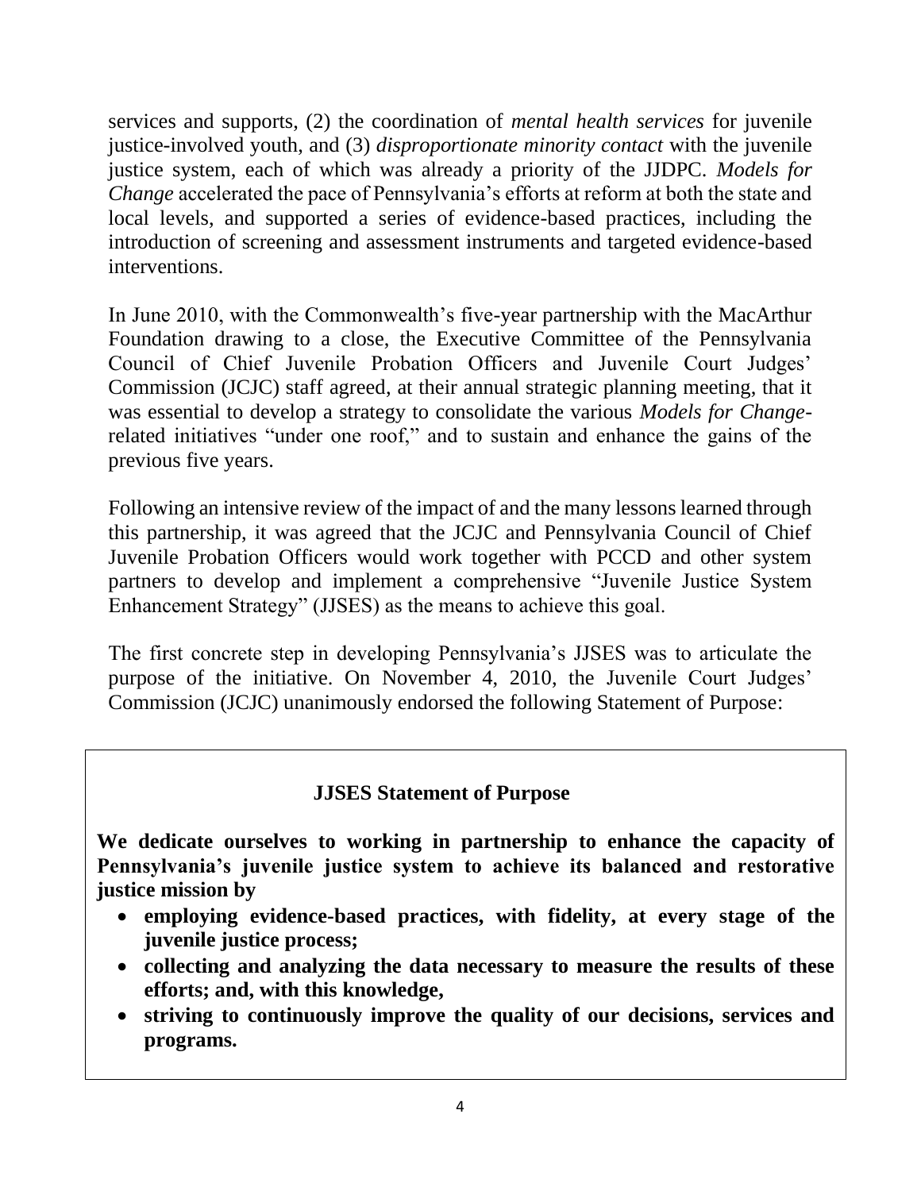services and supports, (2) the coordination of *mental health services* for juvenile justice-involved youth, and (3) *disproportionate minority contact* with the juvenile justice system, each of which was already a priority of the JJDPC. *Models for Change* accelerated the pace of Pennsylvania's efforts at reform at both the state and local levels, and supported a series of evidence-based practices, including the introduction of screening and assessment instruments and targeted evidence-based interventions.

In June 2010, with the Commonwealth's five-year partnership with the MacArthur Foundation drawing to a close, the Executive Committee of the Pennsylvania Council of Chief Juvenile Probation Officers and Juvenile Court Judges' Commission (JCJC) staff agreed, at their annual strategic planning meeting, that it was essential to develop a strategy to consolidate the various *Models for Change*-related initiatives "under one roof," and to sustain and enhance the gains of the previous five years.

Following an intensive review of the impact of and the many lessons learned through this partnership, it was agreed that the JCJC and Pennsylvania Council of Chief Juvenile Probation Officers would work together with PCCD and other system partners to develop and implement a comprehensive "Juvenile Justice System Enhancement Strategy" (JJSES) as the means to achieve this goal.

The first concrete step in developing Pennsylvania's JJSES was to articulate the purpose of the initiative. On November 4, 2010, the Juvenile Court Judges' Commission (JCJC) unanimously endorsed the following Statement of Purpose:

**JJSES Statement of Purpose**

**We dedicate ourselves to working in partnership to enhance the capacity of Pennsylvania's juvenile justice system to achieve its balanced and restorative justice mission by**

- **employing evidence-based practices, with fidelity, at every stage of the juvenile justice process;**
- **collecting and analyzing the data necessary to measure the results of these efforts; and, with this knowledge,**
- **striving to continuously improve the quality of our decisions, services and programs.**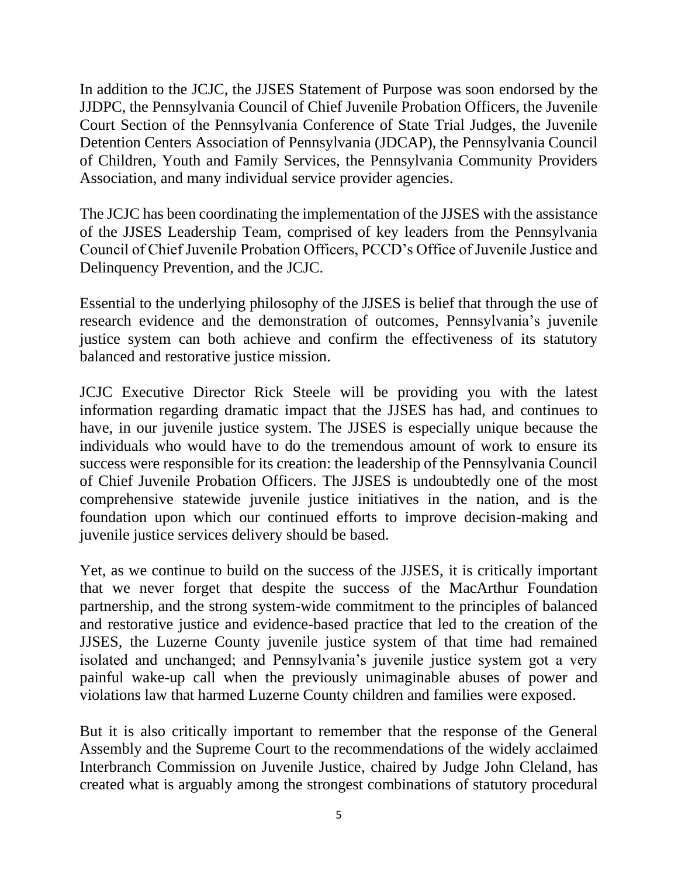In addition to the JCJC, the JJSES Statement of Purpose was soon endorsed by the JJDPC, the Pennsylvania Council of Chief Juvenile Probation Officers, the Juvenile Court Section of the Pennsylvania Conference of State Trial Judges, the Juvenile Detention Centers Association of Pennsylvania (JDCAP), the Pennsylvania Council of Children, Youth and Family Services, the Pennsylvania Community Providers Association, and many individual service provider agencies.

The JCJC has been coordinating the implementation of the JJSES with the assistance of the JJSES Leadership Team, comprised of key leaders from the Pennsylvania Council of Chief Juvenile Probation Officers, PCCD's Office of Juvenile Justice and Delinquency Prevention, and the JCJC.

Essential to the underlying philosophy of the JJSES is belief that through the use of research evidence and the demonstration of outcomes, Pennsylvania's juvenile justice system can both achieve and confirm the effectiveness of its statutory balanced and restorative justice mission.

JCJC Executive Director Rick Steele will be providing you with the latest information regarding dramatic impact that the JJSES has had, and continues to have, in our juvenile justice system. The JJSES is especially unique because the individuals who would have to do the tremendous amount of work to ensure its success were responsible for its creation: the leadership of the Pennsylvania Council of Chief Juvenile Probation Officers. The JJSES is undoubtedly one of the most comprehensive statewide juvenile justice initiatives in the nation, and is the foundation upon which our continued efforts to improve decision-making and juvenile justice services delivery should be based.

Yet, as we continue to build on the success of the JJSES, it is critically important that we never forget that despite the success of the MacArthur Foundation partnership, and the strong system-wide commitment to the principles of balanced and restorative justice and evidence-based practice that led to the creation of the JJSES, the Luzerne County juvenile justice system of that time had remained isolated and unchanged; and Pennsylvania's juvenile justice system got a very painful wake-up call when the previously unimaginable abuses of power and violations law that harmed Luzerne County children and families were exposed.

But it is also critically important to remember that the response of the General Assembly and the Supreme Court to the recommendations of the widely acclaimed Interbranch Commission on Juvenile Justice, chaired by Judge John Cleland, has created what is arguably among the strongest combinations of statutory procedural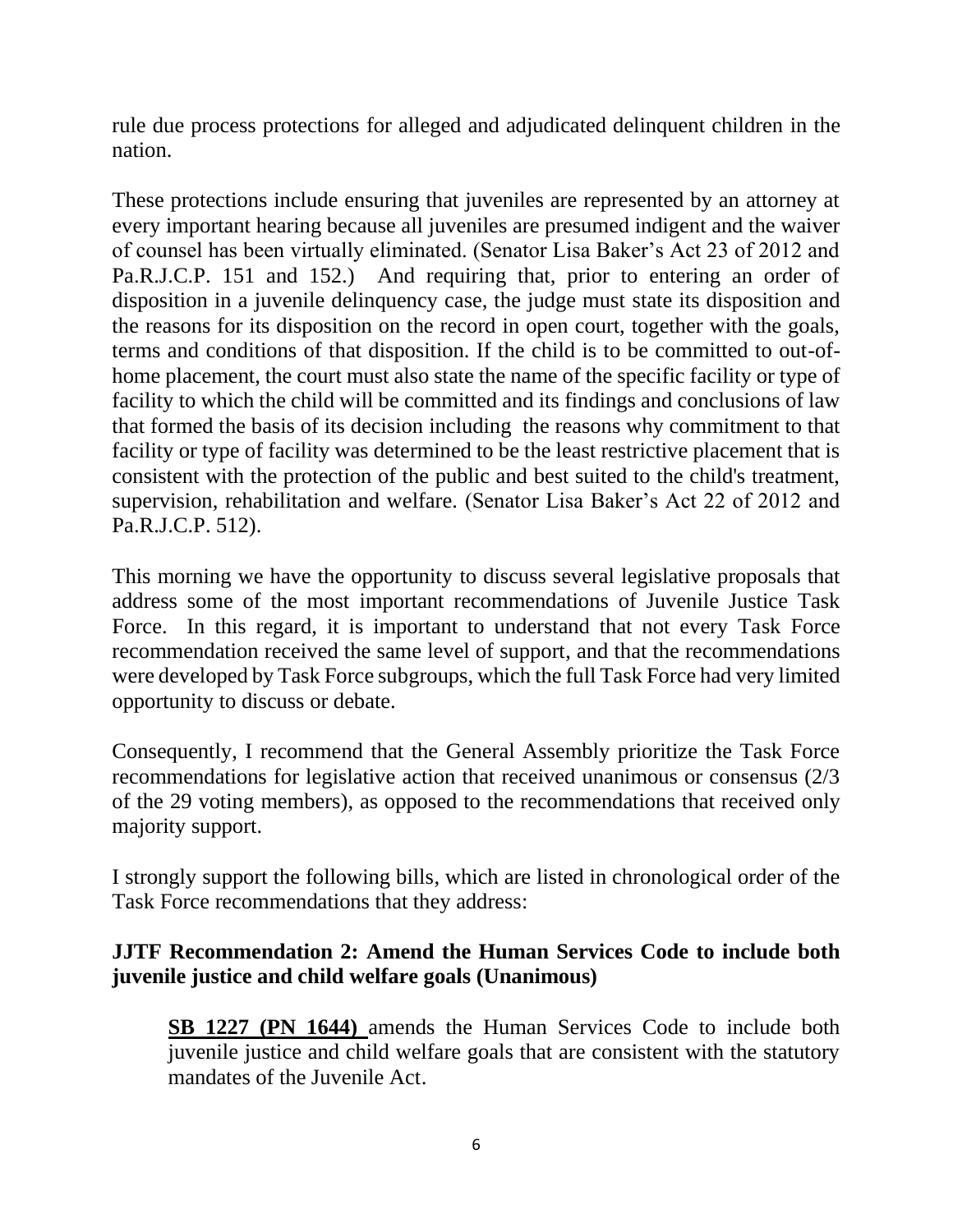rule due process protections for alleged and adjudicated delinquent children in the nation.

These protections include ensuring that juveniles are represented by an attorney at every important hearing because all juveniles are presumed indigent and the waiver of counsel has been virtually eliminated. (Senator Lisa Baker's Act 23 of 2012 and Pa.R.J.C.P. 151 and 152.) And requiring that, prior to entering an order of disposition in a juvenile delinquency case, the judge must state its disposition and the reasons for its disposition on the record in open court, together with the goals, terms and conditions of that disposition. If the child is to be committed to out-of-home placement, the court must also state the name of the specific facility or type of facility to which the child will be committed and its findings and conclusions of law that formed the basis of its decision including the reasons why commitment to that facility or type of facility was determined to be the least restrictive placement that is consistent with the protection of the public and best suited to the child's treatment, supervision, rehabilitation and welfare. (Senator Lisa Baker's Act 22 of 2012 and Pa.R.J.C.P. 512).

This morning we have the opportunity to discuss several legislative proposals that address some of the most important recommendations of Juvenile Justice Task Force. In this regard, it is important to understand that not every Task Force recommendation received the same level of support, and that the recommendations were developed by Task Force subgroups, which the full Task Force had very limited opportunity to discuss or debate.

Consequently, I recommend that the General Assembly prioritize the Task Force recommendations for legislative action that received unanimous or consensus (2/3 of the 29 voting members), as opposed to the recommendations that received only majority support.

I strongly support the following bills, which are listed in chronological order of the Task Force recommendations that they address:

**JJTF Recommendation 2: Amend the Human Services Code to include both juvenile justice and child welfare goals (Unanimous)**

**SB 1227 (PN 1644)** amends the Human Services Code to include both juvenile justice and child welfare goals that are consistent with the statutory mandates of the Juvenile Act.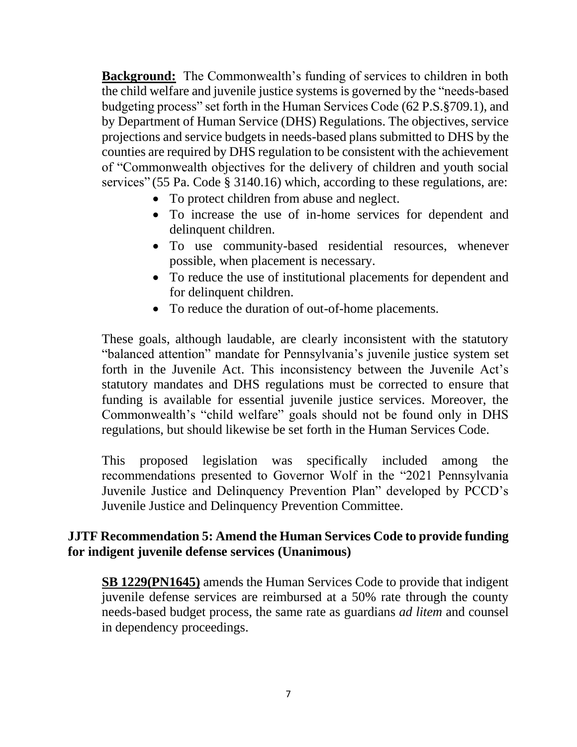**Background:** The Commonwealth's funding of services to children in both the child welfare and juvenile justice systems is governed by the "needs-based budgeting process" set forth in the Human Services Code (62 P.S.§709.1), and by Department of Human Service (DHS) Regulations. The objectives, service projections and service budgets in needs-based plans submitted to DHS by the counties are required by DHS regulation to be consistent with the achievement of "Commonwealth objectives for the delivery of children and youth social services" (55 Pa. Code § 3140.16) which, according to these regulations, are:

- To protect children from abuse and neglect.
- To increase the use of in-home services for dependent and delinquent children.
- To use community-based residential resources, whenever possible, when placement is necessary.
- To reduce the use of institutional placements for dependent and for delinquent children.
- To reduce the duration of out-of-home placements.

These goals, although laudable, are clearly inconsistent with the statutory "balanced attention" mandate for Pennsylvania's juvenile justice system set forth in the Juvenile Act. This inconsistency between the Juvenile Act's statutory mandates and DHS regulations must be corrected to ensure that funding is available for essential juvenile justice services. Moreover, the Commonwealth's "child welfare" goals should not be found only in DHS regulations, but should likewise be set forth in the Human Services Code.

This proposed legislation was specifically included among the recommendations presented to Governor Wolf in the "2021 Pennsylvania Juvenile Justice and Delinquency Prevention Plan" developed by PCCD's Juvenile Justice and Delinquency Prevention Committee.

## JJTF Recommendation 5: Amend the Human Services Code to provide funding for indigent juvenile defense services (Unanimous)

**SB 1229(PN1645)** amends the Human Services Code to provide that indigent juvenile defense services are reimbursed at a 50% rate through the county needs-based budget process, the same rate as guardians *ad litem* and counsel in dependency proceedings.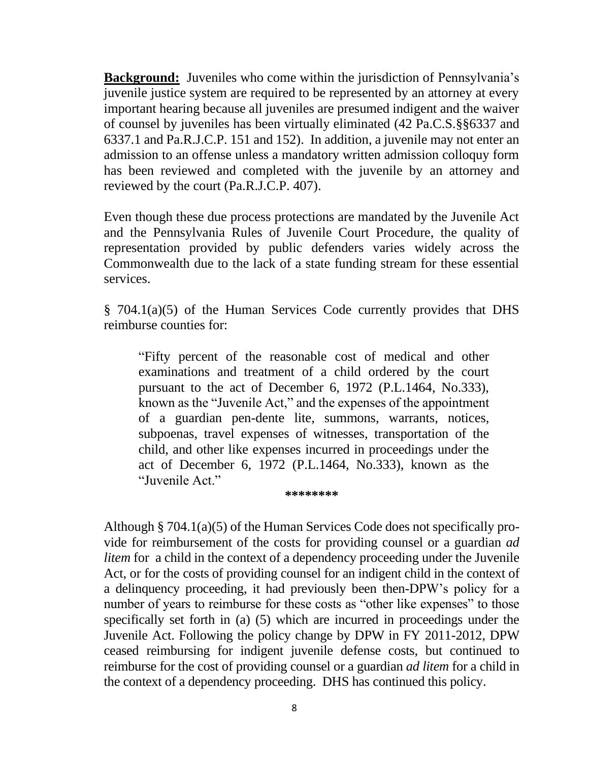**Background:** Juveniles who come within the jurisdiction of Pennsylvania's juvenile justice system are required to be represented by an attorney at every important hearing because all juveniles are presumed indigent and the waiver of counsel by juveniles has been virtually eliminated (42 Pa.C.S.§§6337 and 6337.1 and Pa.R.J.C.P. 151 and 152). In addition, a juvenile may not enter an admission to an offense unless a mandatory written admission colloquy form has been reviewed and completed with the juvenile by an attorney and reviewed by the court (Pa.R.J.C.P. 407).

Even though these due process protections are mandated by the Juvenile Act and the Pennsylvania Rules of Juvenile Court Procedure, the quality of representation provided by public defenders varies widely across the Commonwealth due to the lack of a state funding stream for these essential services.

§ 704.1(a)(5) of the Human Services Code currently provides that DHS reimburse counties for:

> "Fifty percent of the reasonable cost of medical and other examinations and treatment of a child ordered by the court pursuant to the act of December 6, 1972 (P.L.1464, No.333), known as the "Juvenile Act," and the expenses of the appointment of a guardian pen-dente lite, summons, warrants, notices, subpoenas, travel expenses of witnesses, transportation of the child, and other like expenses incurred in proceedings under the act of December 6, 1972 (P.L.1464, No.333), known as the "Juvenile Act."

********

Although § 704.1(a)(5) of the Human Services Code does not specifically pro-vide for reimbursement of the costs for providing counsel or a guardian *ad litem* for a child in the context of a dependency proceeding under the Juvenile Act, or for the costs of providing counsel for an indigent child in the context of a delinquency proceeding, it had previously been then-DPW's policy for a number of years to reimburse for these costs as "other like expenses" to those specifically set forth in (a) (5) which are incurred in proceedings under the Juvenile Act. Following the policy change by DPW in FY 2011-2012, DPW ceased reimbursing for indigent juvenile defense costs, but continued to reimburse for the cost of providing counsel or a guardian *ad litem* for a child in the context of a dependency proceeding. DHS has continued this policy.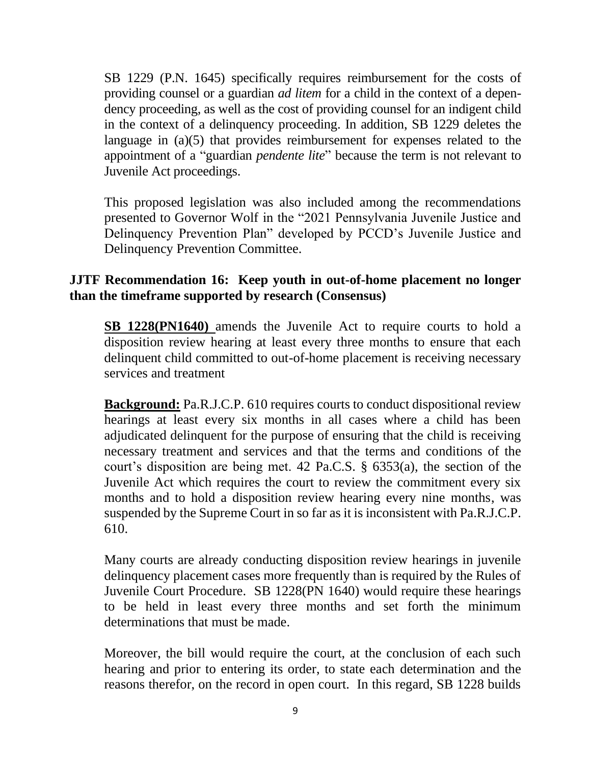SB 1229 (P.N. 1645) specifically requires reimbursement for the costs of providing counsel or a guardian *ad litem* for a child in the context of a dependency proceeding, as well as the cost of providing counsel for an indigent child in the context of a delinquency proceeding. In addition, SB 1229 deletes the language in (a)(5) that provides reimbursement for expenses related to the appointment of a "guardian *pendente lite*" because the term is not relevant to Juvenile Act proceedings.

This proposed legislation was also included among the recommendations presented to Governor Wolf in the "2021 Pennsylvania Juvenile Justice and Delinquency Prevention Plan" developed by PCCD's Juvenile Justice and Delinquency Prevention Committee.

**JJTF Recommendation 16: Keep youth in out-of-home placement no longer than the timeframe supported by research (Consensus)**

**SB 1228(PN1640)** amends the Juvenile Act to require courts to hold a disposition review hearing at least every three months to ensure that each delinquent child committed to out-of-home placement is receiving necessary services and treatment

**Background:** Pa.R.J.C.P. 610 requires courts to conduct dispositional review hearings at least every six months in all cases where a child has been adjudicated delinquent for the purpose of ensuring that the child is receiving necessary treatment and services and that the terms and conditions of the court's disposition are being met. 42 Pa.C.S. § 6353(a), the section of the Juvenile Act which requires the court to review the commitment every six months and to hold a disposition review hearing every nine months, was suspended by the Supreme Court in so far as it is inconsistent with Pa.R.J.C.P. 610.

Many courts are already conducting disposition review hearings in juvenile delinquency placement cases more frequently than is required by the Rules of Juvenile Court Procedure. SB 1228(PN 1640) would require these hearings to be held in least every three months and set forth the minimum determinations that must be made.

Moreover, the bill would require the court, at the conclusion of each such hearing and prior to entering its order, to state each determination and the reasons therefor, on the record in open court. In this regard, SB 1228 builds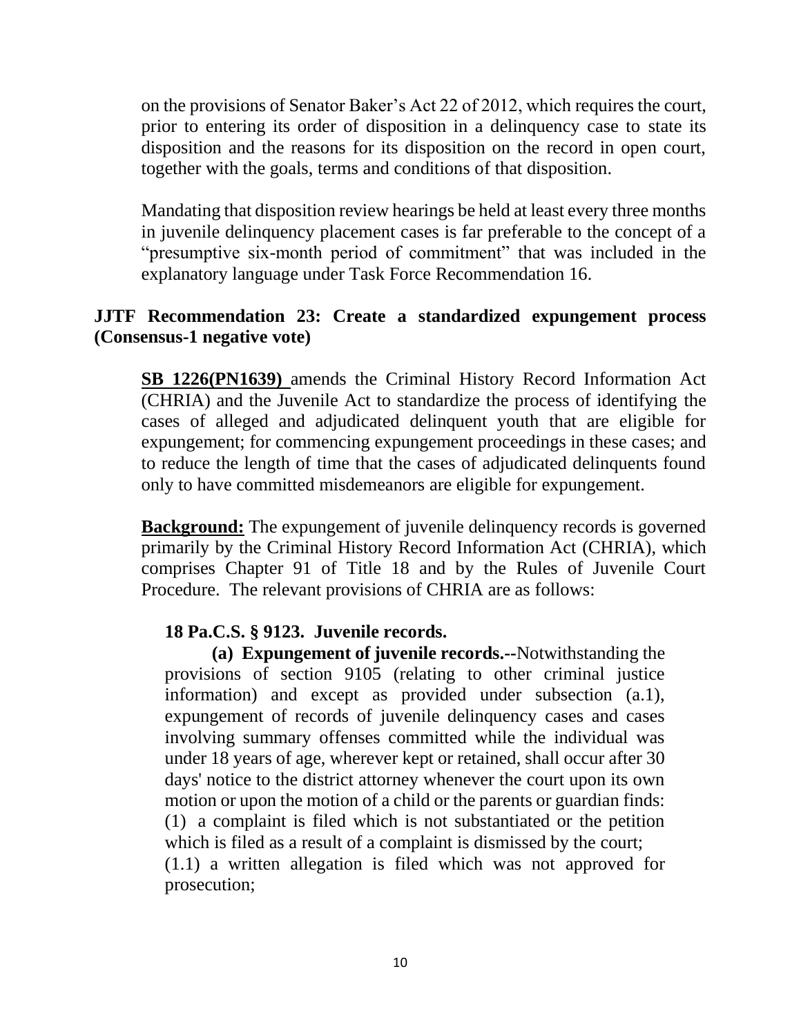on the provisions of Senator Baker's Act 22 of 2012, which requires the court, prior to entering its order of disposition in a delinquency case to state its disposition and the reasons for its disposition on the record in open court, together with the goals, terms and conditions of that disposition.

Mandating that disposition review hearings be held at least every three months in juvenile delinquency placement cases is far preferable to the concept of a "presumptive six-month period of commitment" that was included in the explanatory language under Task Force Recommendation 16.

### JJTF Recommendation 23: Create a standardized expungement process (Consensus-1 negative vote)

**SB 1226(PN1639)** amends the Criminal History Record Information Act (CHRIA) and the Juvenile Act to standardize the process of identifying the cases of alleged and adjudicated delinquent youth that are eligible for expungement; for commencing expungement proceedings in these cases; and to reduce the length of time that the cases of adjudicated delinquents found only to have committed misdemeanors are eligible for expungement.

**Background:** The expungement of juvenile delinquency records is governed primarily by the Criminal History Record Information Act (CHRIA), which comprises Chapter 91 of Title 18 and by the Rules of Juvenile Court Procedure. The relevant provisions of CHRIA are as follows:

**18 Pa.C.S. § 9123. Juvenile records.**

**(a) Expungement of juvenile records.--**Notwithstanding the provisions of section 9105 (relating to other criminal justice information) and except as provided under subsection (a.1), expungement of records of juvenile delinquency cases and cases involving summary offenses committed while the individual was under 18 years of age, wherever kept or retained, shall occur after 30 days' notice to the district attorney whenever the court upon its own motion or upon the motion of a child or the parents or guardian finds:

(1) a complaint is filed which is not substantiated or the petition which is filed as a result of a complaint is dismissed by the court;

(1.1) a written allegation is filed which was not approved for prosecution;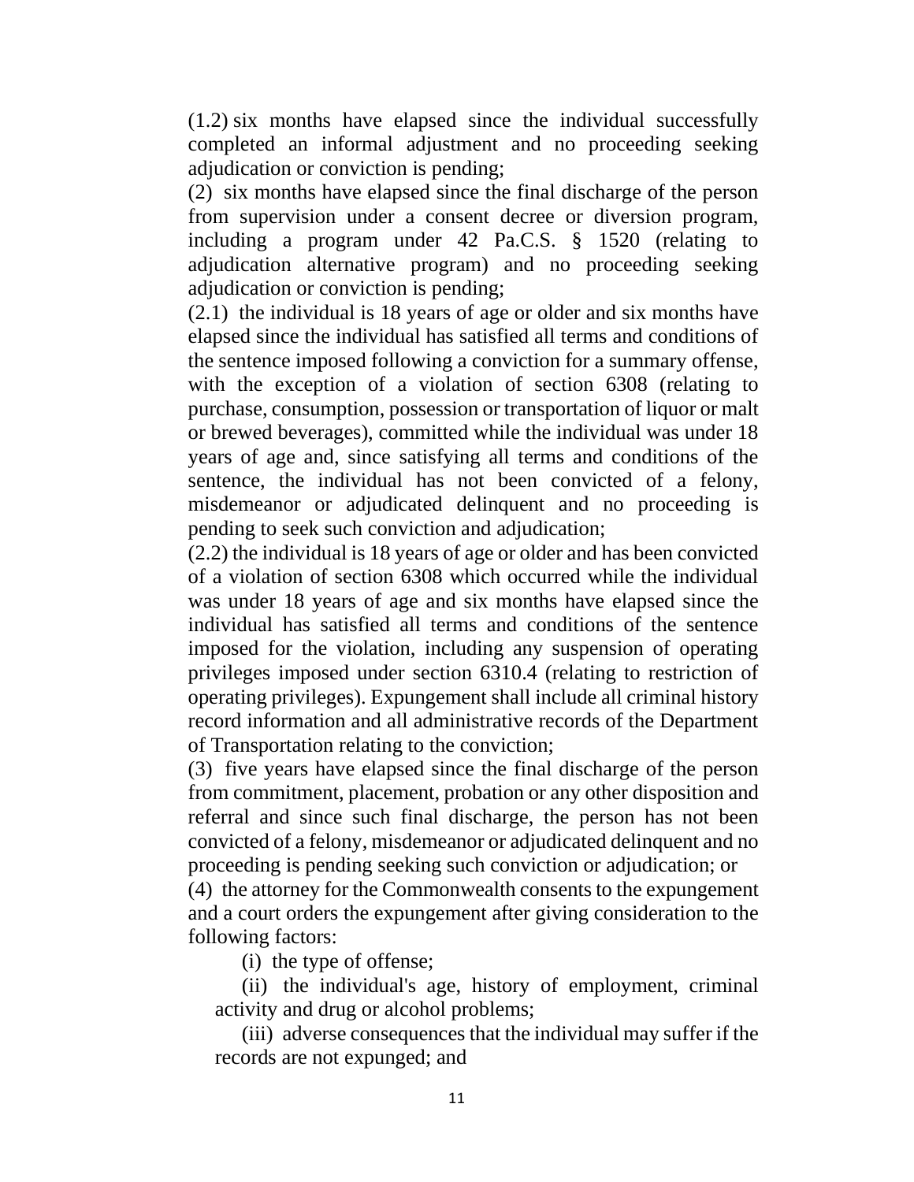(1.2) six months have elapsed since the individual successfully completed an informal adjustment and no proceeding seeking adjudication or conviction is pending;

(2) six months have elapsed since the final discharge of the person from supervision under a consent decree or diversion program, including a program under 42 Pa.C.S. § 1520 (relating to adjudication alternative program) and no proceeding seeking adjudication or conviction is pending;

(2.1) the individual is 18 years of age or older and six months have elapsed since the individual has satisfied all terms and conditions of the sentence imposed following a conviction for a summary offense, with the exception of a violation of section 6308 (relating to purchase, consumption, possession or transportation of liquor or malt or brewed beverages), committed while the individual was under 18 years of age and, since satisfying all terms and conditions of the sentence, the individual has not been convicted of a felony, misdemeanor or adjudicated delinquent and no proceeding is pending to seek such conviction and adjudication;

(2.2) the individual is 18 years of age or older and has been convicted of a violation of section 6308 which occurred while the individual was under 18 years of age and six months have elapsed since the individual has satisfied all terms and conditions of the sentence imposed for the violation, including any suspension of operating privileges imposed under section 6310.4 (relating to restriction of operating privileges). Expungement shall include all criminal history record information and all administrative records of the Department of Transportation relating to the conviction;

(3) five years have elapsed since the final discharge of the person from commitment, placement, probation or any other disposition and referral and since such final discharge, the person has not been convicted of a felony, misdemeanor or adjudicated delinquent and no proceeding is pending seeking such conviction or adjudication; or

(4) the attorney for the Commonwealth consents to the expungement and a court orders the expungement after giving consideration to the following factors:

(i) the type of offense;

(ii) the individual's age, history of employment, criminal activity and drug or alcohol problems;

(iii) adverse consequences that the individual may suffer if the records are not expunged; and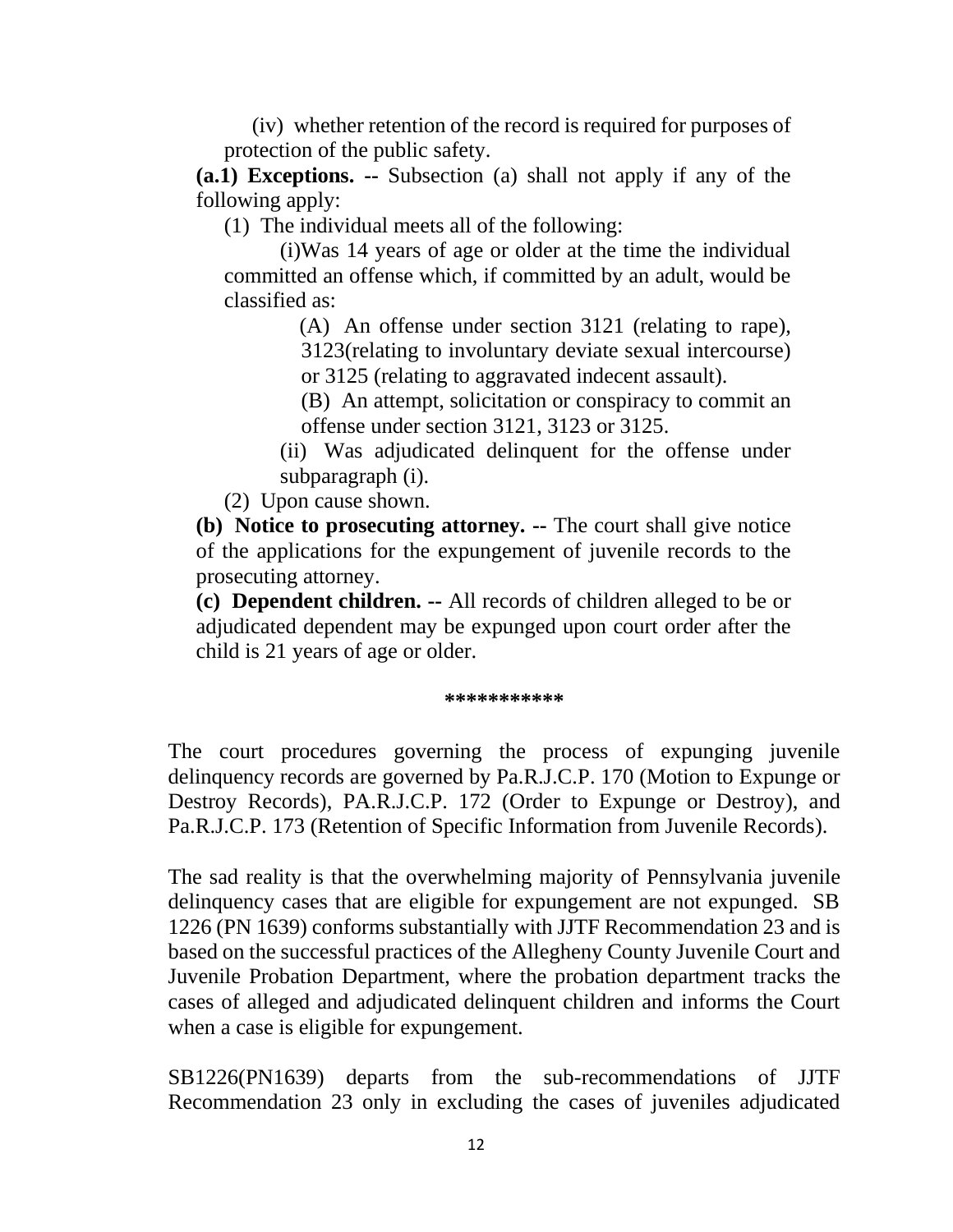(iv) whether retention of the record is required for purposes of protection of the public safety.

**(a.1) Exceptions. --** Subsection (a) shall not apply if any of the following apply:

(1) The individual meets all of the following:

(i)Was 14 years of age or older at the time the individual committed an offense which, if committed by an adult, would be classified as:

(A) An offense under section 3121 (relating to rape), 3123(relating to involuntary deviate sexual intercourse) or 3125 (relating to aggravated indecent assault).

(B) An attempt, solicitation or conspiracy to commit an offense under section 3121, 3123 or 3125.

(ii) Was adjudicated delinquent for the offense under subparagraph (i).

(2) Upon cause shown.

**(b) Notice to prosecuting attorney. --** The court shall give notice of the applications for the expungement of juvenile records to the prosecuting attorney.

**(c) Dependent children. --** All records of children alleged to be or adjudicated dependent may be expunged upon court order after the child is 21 years of age or older.

**\*\*\*\*\*\*\*\*\*\*\***

The court procedures governing the process of expunging juvenile delinquency records are governed by Pa.R.J.C.P. 170 (Motion to Expunge or Destroy Records), PA.R.J.C.P. 172 (Order to Expunge or Destroy), and Pa.R.J.C.P. 173 (Retention of Specific Information from Juvenile Records).

The sad reality is that the overwhelming majority of Pennsylvania juvenile delinquency cases that are eligible for expungement are not expunged. SB 1226 (PN 1639) conforms substantially with JJTF Recommendation 23 and is based on the successful practices of the Allegheny County Juvenile Court and Juvenile Probation Department, where the probation department tracks the cases of alleged and adjudicated delinquent children and informs the Court when a case is eligible for expungement.

SB1226(PN1639) departs from the sub-recommendations of JJTF Recommendation 23 only in excluding the cases of juveniles adjudicated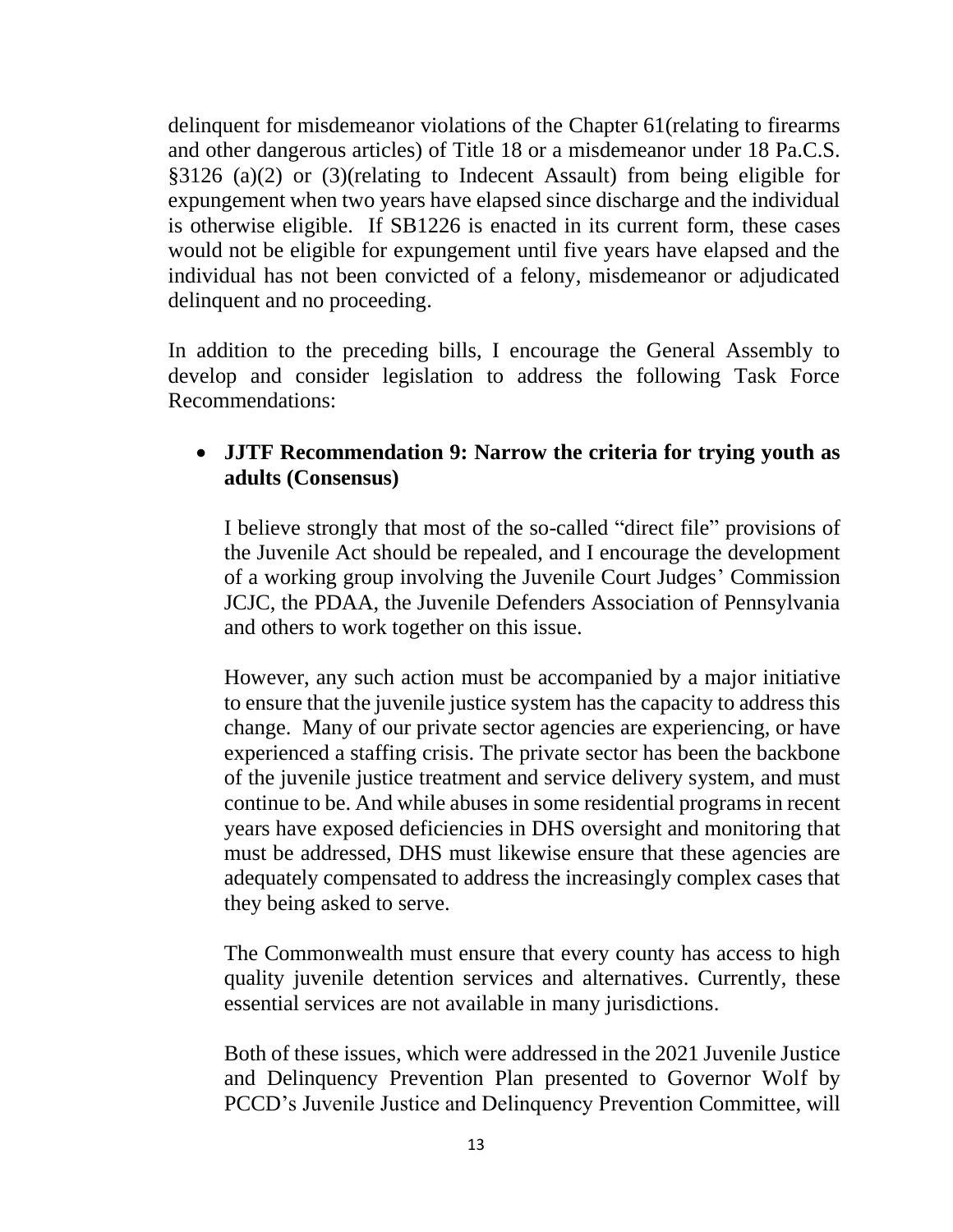delinquent for misdemeanor violations of the Chapter 61(relating to firearms and other dangerous articles) of Title 18 or a misdemeanor under 18 Pa.C.S. §3126 (a)(2) or (3)(relating to Indecent Assault) from being eligible for expungement when two years have elapsed since discharge and the individual is otherwise eligible. If SB1226 is enacted in its current form, these cases would not be eligible for expungement until five years have elapsed and the individual has not been convicted of a felony, misdemeanor or adjudicated delinquent and no proceeding.

In addition to the preceding bills, I encourage the General Assembly to develop and consider legislation to address the following Task Force Recommendations:

- **JJTF Recommendation 9: Narrow the criteria for trying youth as adults (Consensus)**

  I believe strongly that most of the so-called "direct file" provisions of the Juvenile Act should be repealed, and I encourage the development of a working group involving the Juvenile Court Judges' Commission JCJC, the PDAA, the Juvenile Defenders Association of Pennsylvania and others to work together on this issue.

  However, any such action must be accompanied by a major initiative to ensure that the juvenile justice system has the capacity to address this change. Many of our private sector agencies are experiencing, or have experienced a staffing crisis. The private sector has been the backbone of the juvenile justice treatment and service delivery system, and must continue to be. And while abuses in some residential programs in recent years have exposed deficiencies in DHS oversight and monitoring that must be addressed, DHS must likewise ensure that these agencies are adequately compensated to address the increasingly complex cases that they being asked to serve.

  The Commonwealth must ensure that every county has access to high quality juvenile detention services and alternatives. Currently, these essential services are not available in many jurisdictions.

  Both of these issues, which were addressed in the 2021 Juvenile Justice and Delinquency Prevention Plan presented to Governor Wolf by PCCD's Juvenile Justice and Delinquency Prevention Committee, will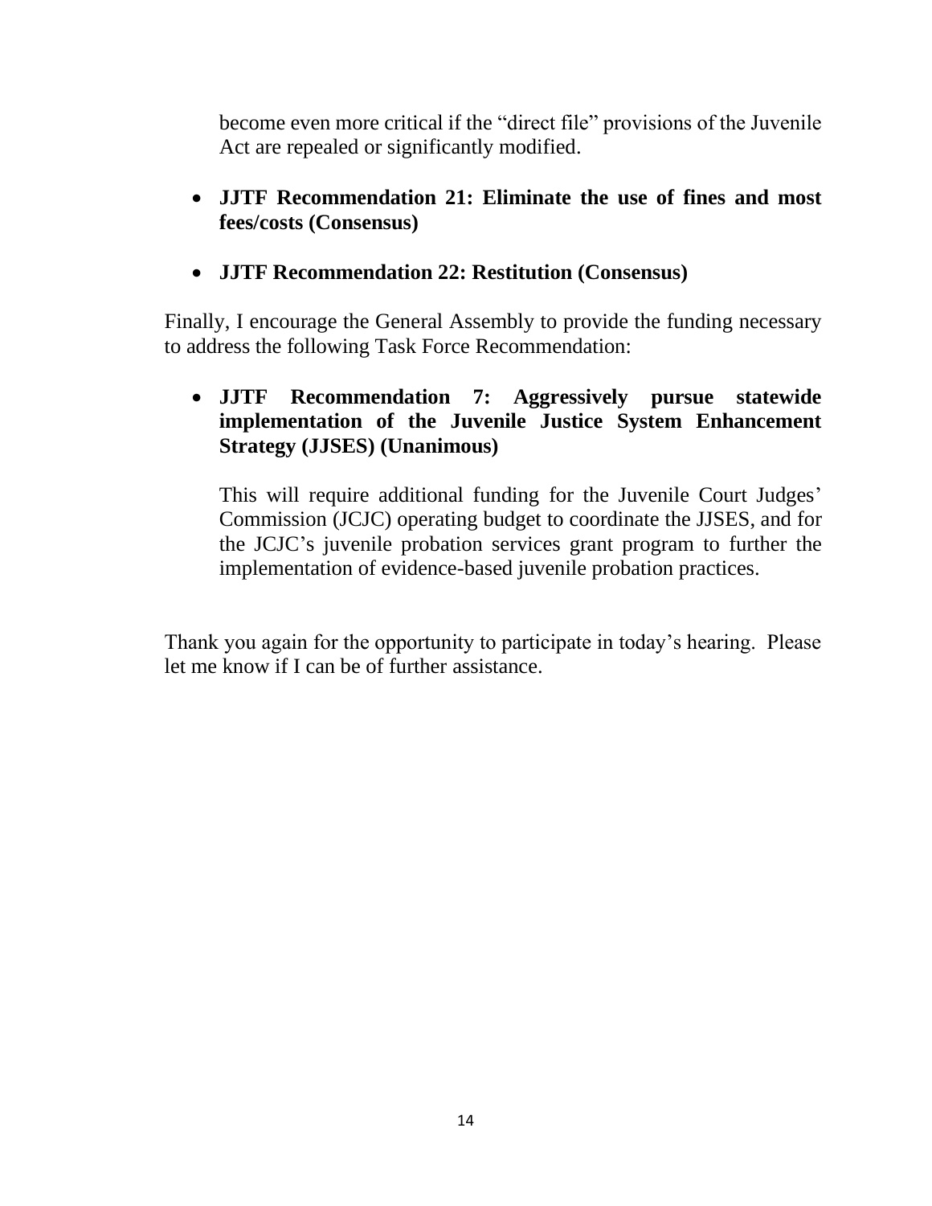become even more critical if the "direct file" provisions of the Juvenile Act are repealed or significantly modified.

- **JJTF Recommendation 21: Eliminate the use of fines and most fees/costs (Consensus)**

- **JJTF Recommendation 22: Restitution (Consensus)**

Finally, I encourage the General Assembly to provide the funding necessary to address the following Task Force Recommendation:

- **JJTF Recommendation 7: Aggressively pursue statewide implementation of the Juvenile Justice System Enhancement Strategy (JJSES) (Unanimous)**

  This will require additional funding for the Juvenile Court Judges' Commission (JCJC) operating budget to coordinate the JJSES, and for the JCJC's juvenile probation services grant program to further the implementation of evidence-based juvenile probation practices.

Thank you again for the opportunity to participate in today's hearing. Please let me know if I can be of further assistance.